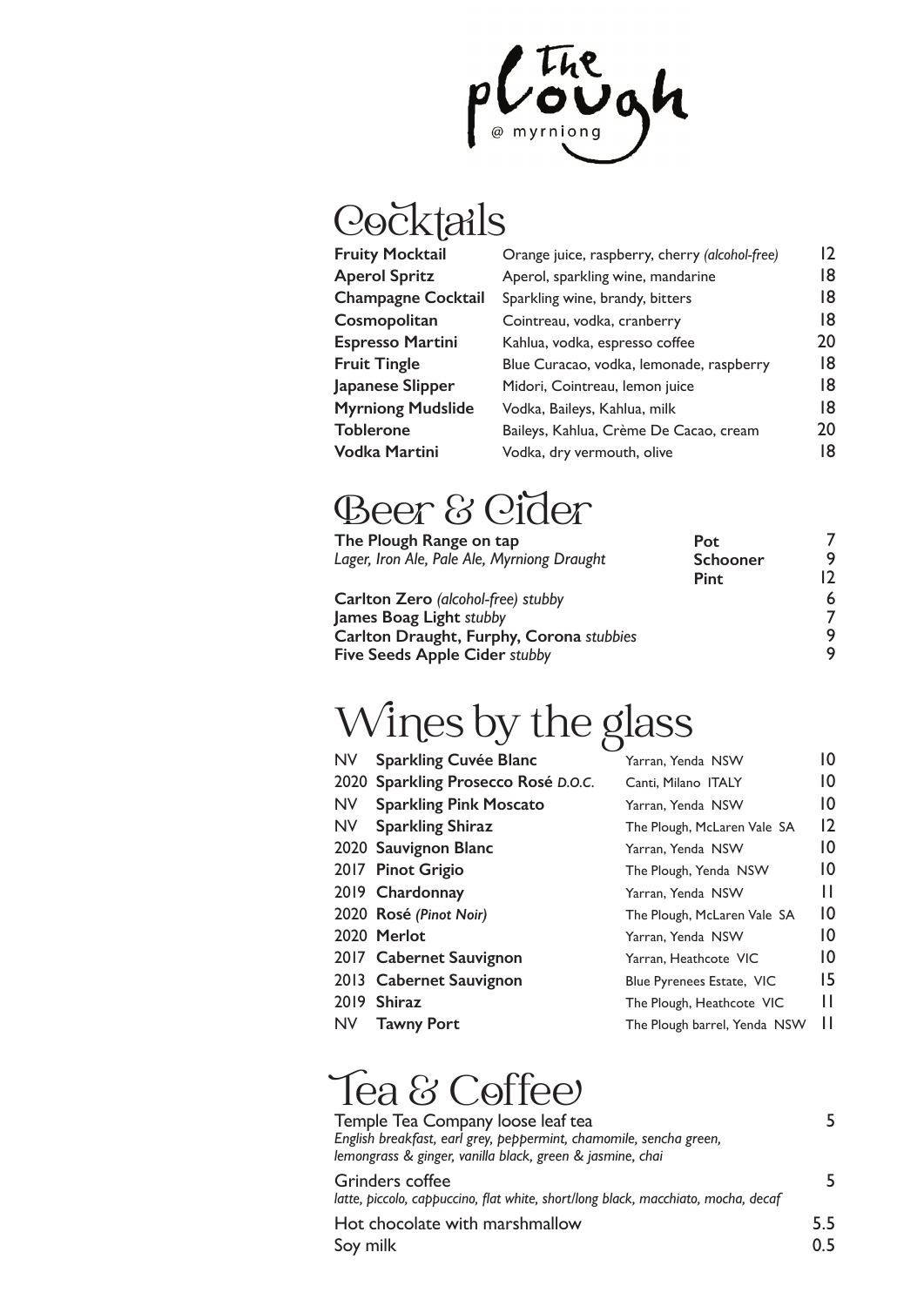# The Plough @ myrniong

## Cocktails

| | | |
|---|---|---|
| **Fruity Mocktail** | Orange juice, raspberry, cherry *(alcohol-free)* | 12 |
| **Aperol Spritz** | Aperol, sparkling wine, mandarine | 18 |
| **Champagne Cocktail** | Sparkling wine, brandy, bitters | 18 |
| **Cosmopolitan** | Cointreau, vodka, cranberry | 18 |
| **Espresso Martini** | Kahlua, vodka, espresso coffee | 20 |
| **Fruit Tingle** | Blue Curacao, vodka, lemonade, raspberry | 18 |
| **Japanese Slipper** | Midori, Cointreau, lemon juice | 18 |
| **Myrniong Mudslide** | Vodka, Baileys, Kahlua, milk | 18 |
| **Toblerone** | Baileys, Kahlua, Crème De Cacao, cream | 20 |
| **Vodka Martini** | Vodka, dry vermouth, olive | 18 |

## Beer & Cider

**The Plough Range on tap**
*Lager, Iron Ale, Pale Ale, Myrniong Draught*

| | |
|---|---|
| **Pot** | 7 |
| **Schooner** | 9 |
| **Pint** | 12 |

| | |
|---|---|
| **Carlton Zero** *(alcohol-free) stubby* | 6 |
| **James Boag Light** *stubby* | 7 |
| **Carlton Draught, Furphy, Corona** *stubbies* | 9 |
| **Five Seeds Apple Cider** *stubby* | 9 |

## Wines by the glass

| | | | |
|---|---|---|---|
| NV | **Sparkling Cuvée Blanc** | Yarran, Yenda NSW | 10 |
| 2020 | **Sparkling Prosecco Rosé** *D.O.C.* | Canti, Milano ITALY | 10 |
| NV | **Sparkling Pink Moscato** | Yarran, Yenda NSW | 10 |
| NV | **Sparkling Shiraz** | The Plough, McLaren Vale SA | 12 |
| 2020 | **Sauvignon Blanc** | Yarran, Yenda NSW | 10 |
| 2017 | **Pinot Grigio** | The Plough, Yenda NSW | 10 |
| 2019 | **Chardonnay** | Yarran, Yenda NSW | 11 |
| 2020 | **Rosé** *(Pinot Noir)* | The Plough, McLaren Vale SA | 10 |
| 2020 | **Merlot** | Yarran, Yenda NSW | 10 |
| 2017 | **Cabernet Sauvignon** | Yarran, Heathcote VIC | 10 |
| 2013 | **Cabernet Sauvignon** | Blue Pyrenees Estate, VIC | 15 |
| 2019 | **Shiraz** | The Plough, Heathcote VIC | 11 |
| NV | **Tawny Port** | The Plough barrel, Yenda NSW | 11 |

## Tea & Coffee

Temple Tea Company loose leaf tea — 5
*English breakfast, earl grey, peppermint, chamomile, sencha green, lemongrass & ginger, vanilla black, green & jasmine, chai*

Grinders coffee — 5
*latte, piccolo, cappuccino, flat white, short/long black, macchiato, mocha, decaf*

Hot chocolate with marshmallow — 5.5

Soy milk — 0.5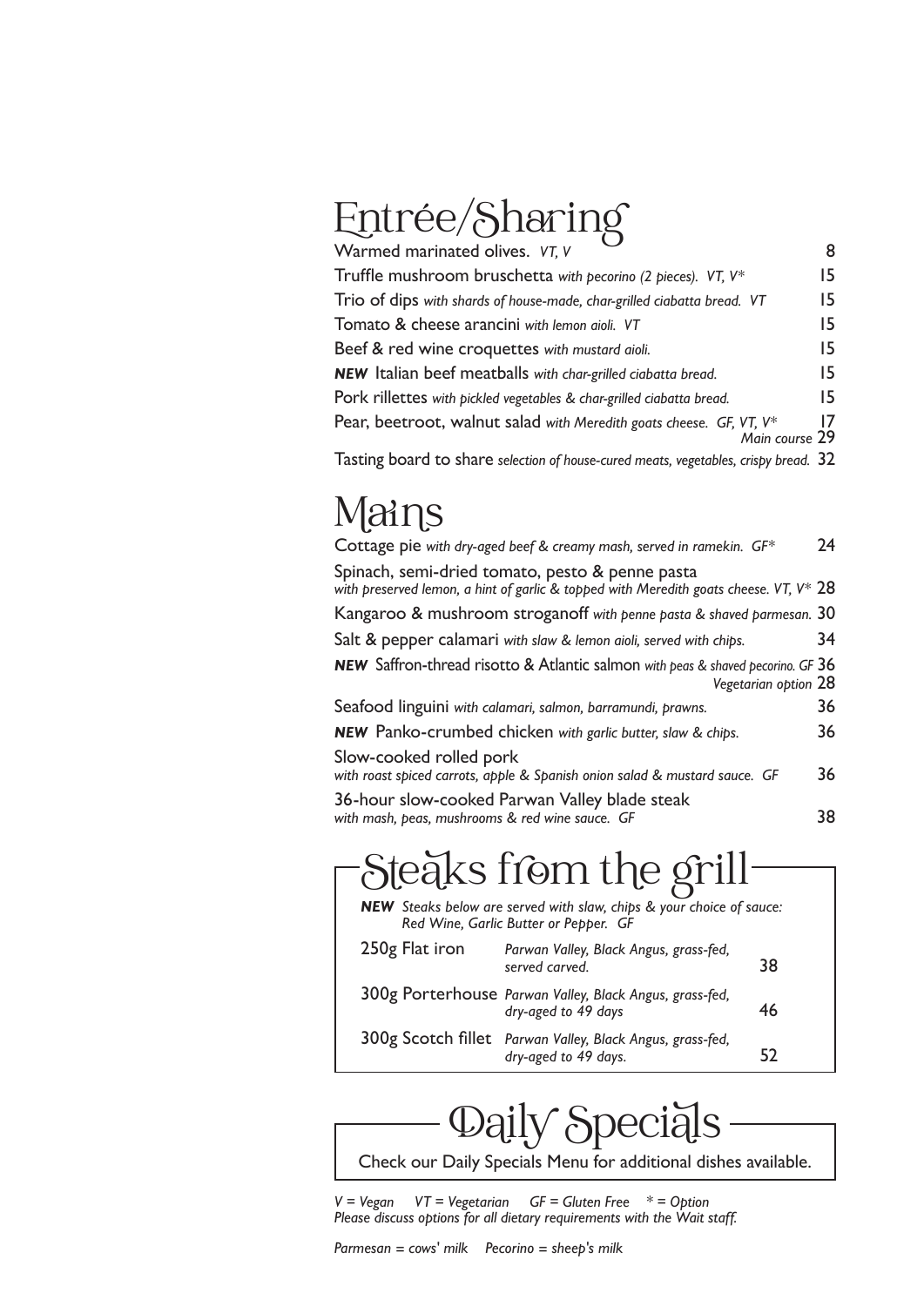# Entrée/Sharing

| Item | Price |
| --- | --- |
| Warmed marinated olives. *VT, V* | 8 |
| Truffle mushroom bruschetta *with pecorino (2 pieces). VT, V** | 15 |
| Trio of dips *with shards of house-made, char-grilled ciabatta bread. VT* | 15 |
| Tomato & cheese arancini *with lemon aioli. VT* | 15 |
| Beef & red wine croquettes *with mustard aioli.* | 15 |
| ***NEW*** Italian beef meatballs *with char-grilled ciabatta bread.* | 15 |
| Pork rillettes *with pickled vegetables & char-grilled ciabatta bread.* | 15 |
| Pear, beetroot, walnut salad *with Meredith goats cheese. GF, VT, V** | 17 |
| *Main course* | 29 |
| Tasting board to share *selection of house-cured meats, vegetables, crispy bread.* | 32 |

# Mains

| Item | Price |
| --- | --- |
| Cottage pie *with dry-aged beef & creamy mash, served in ramekin. GF** | 24 |
| Spinach, semi-dried tomato, pesto & penne pasta *with preserved lemon, a hint of garlic & topped with Meredith goats cheese. VT, V** | 28 |
| Kangaroo & mushroom stroganoff *with penne pasta & shaved parmesan.* | 30 |
| Salt & pepper calamari *with slaw & lemon aioli, served with chips.* | 34 |
| ***NEW*** Saffron-thread risotto & Atlantic salmon *with peas & shaved pecorino. GF* | 36 |
| *Vegetarian option* | 28 |
| Seafood linguini *with calamari, salmon, barramundi, prawns.* | 36 |
| ***NEW*** Panko-crumbed chicken *with garlic butter, slaw & chips.* | 36 |
| Slow-cooked rolled pork *with roast spiced carrots, apple & Spanish onion salad & mustard sauce. GF* | 36 |
| 36-hour slow-cooked Parwan Valley blade steak *with mash, peas, mushrooms & red wine sauce. GF* | 38 |

# Steaks from the grill

***NEW*** *Steaks below are served with slaw, chips & your choice of sauce: Red Wine, Garlic Butter or Pepper. GF*

| Steak | Description | Price |
| --- | --- | --- |
| 250g Flat iron | *Parwan Valley, Black Angus, grass-fed, served carved.* | 38 |
| 300g Porterhouse | *Parwan Valley, Black Angus, grass-fed, dry-aged to 49 days* | 46 |
| 300g Scotch fillet | *Parwan Valley, Black Angus, grass-fed, dry-aged to 49 days.* | 52 |

# Daily Specials

Check our Daily Specials Menu for additional dishes available.

*V = Vegan VT = Vegetarian GF = Gluten Free * = Option*
*Please discuss options for all dietary requirements with the Wait staff.*

*Parmesan = cows' milk Pecorino = sheep's milk*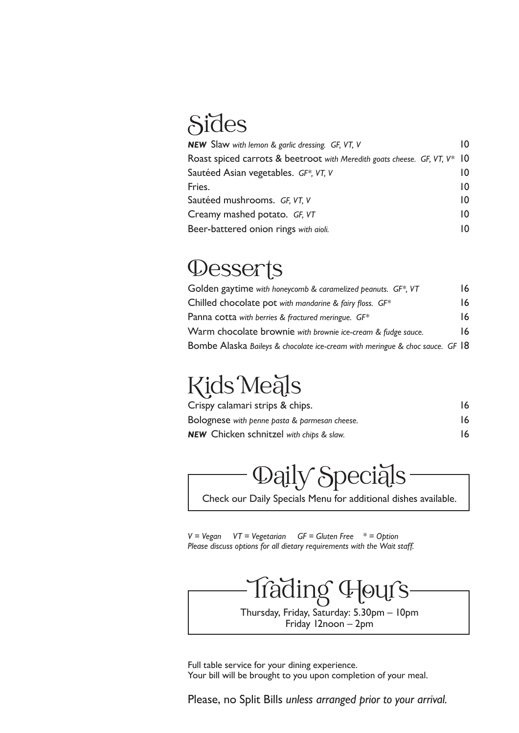## Sides

| | |
|---|---|
| ***NEW*** Slaw *with lemon & garlic dressing. GF, VT, V* | 10 |
| Roast spiced carrots & beetroot *with Meredith goats cheese. GF, VT, V** | 10 |
| Sautéed Asian vegetables. *GF*, VT, V* | 10 |
| Fries. | 10 |
| Sautéed mushrooms. *GF, VT, V* | 10 |
| Creamy mashed potato. *GF, VT* | 10 |
| Beer-battered onion rings *with aioli.* | 10 |

## Desserts

| | |
|---|---|
| Golden gaytime *with honeycomb & caramelized peanuts. GF*, VT* | 16 |
| Chilled chocolate pot *with mandarine & fairy floss. GF** | 16 |
| Panna cotta *with berries & fractured meringue. GF** | 16 |
| Warm chocolate brownie *with brownie ice-cream & fudge sauce.* | 16 |
| Bombe Alaska *Baileys & chocolate ice-cream with meringue & choc sauce. GF* | 18 |

## Kids Meals

| | |
|---|---|
| Crispy calamari strips & chips. | 16 |
| Bolognese *with penne pasta & parmesan cheese.* | 16 |
| ***NEW*** Chicken schnitzel *with chips & slaw.* | 16 |

## Daily Specials

Check our Daily Specials Menu for additional dishes available.

*V = Vegan VT = Vegetarian GF = Gluten Free * = Option*
*Please discuss options for all dietary requirements with the Wait staff.*

## Trading Hours

Thursday, Friday, Saturday: 5.30pm – 10pm
Friday 12noon – 2pm

Full table service for your dining experience.
Your bill will be brought to you upon completion of your meal.

Please, no Split Bills *unless arranged prior to your arrival.*